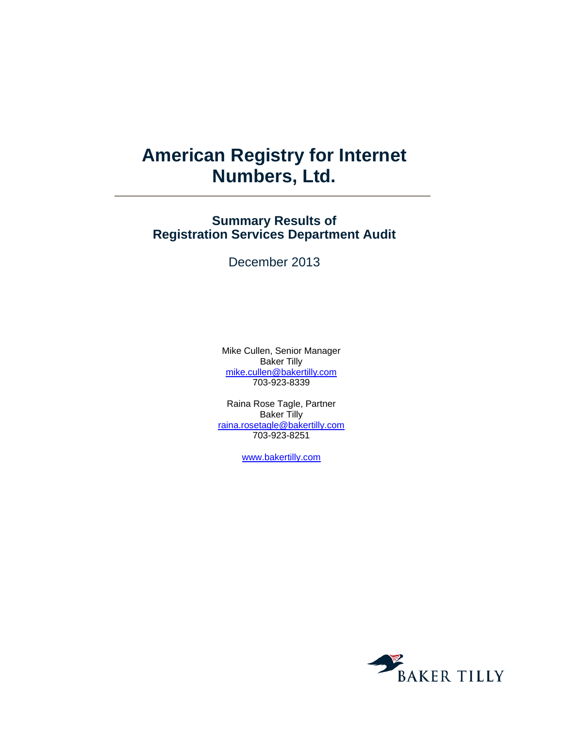# American Registry for Internet Numbers, Ltd.

## Summary Results of Registration Services Department Audit

December 2013

Mike Cullen, Senior Manager
Baker Tilly
mike.cullen@bakertilly.com
703-923-8339

Raina Rose Tagle, Partner
Baker Tilly
raina.rosetagle@bakertilly.com
703-923-8251

www.bakertilly.com

BAKER TILLY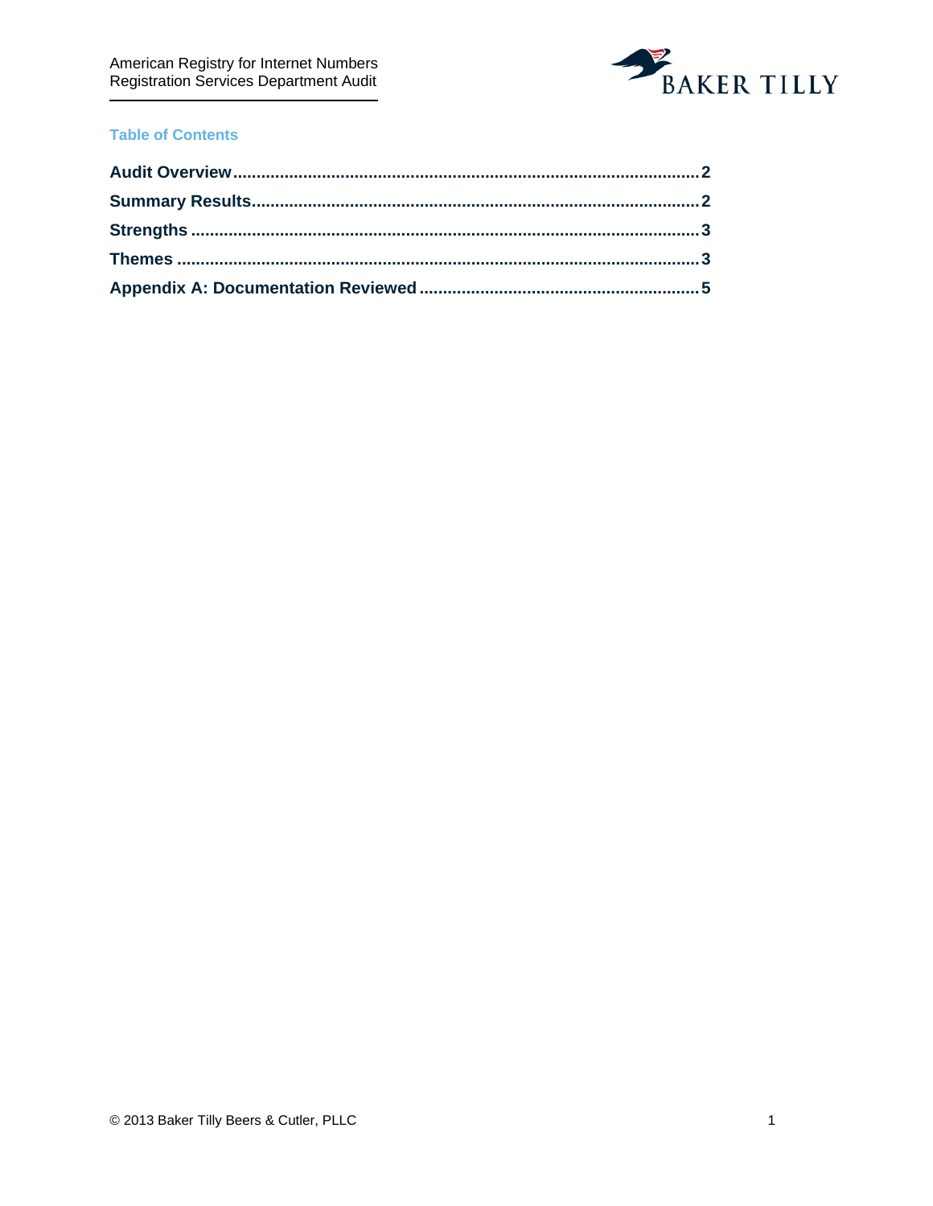## Table of Contents

- Audit Overview .......... 2
- Summary Results .......... 2
- Strengths .......... 3
- Themes .......... 3
- Appendix A: Documentation Reviewed .......... 5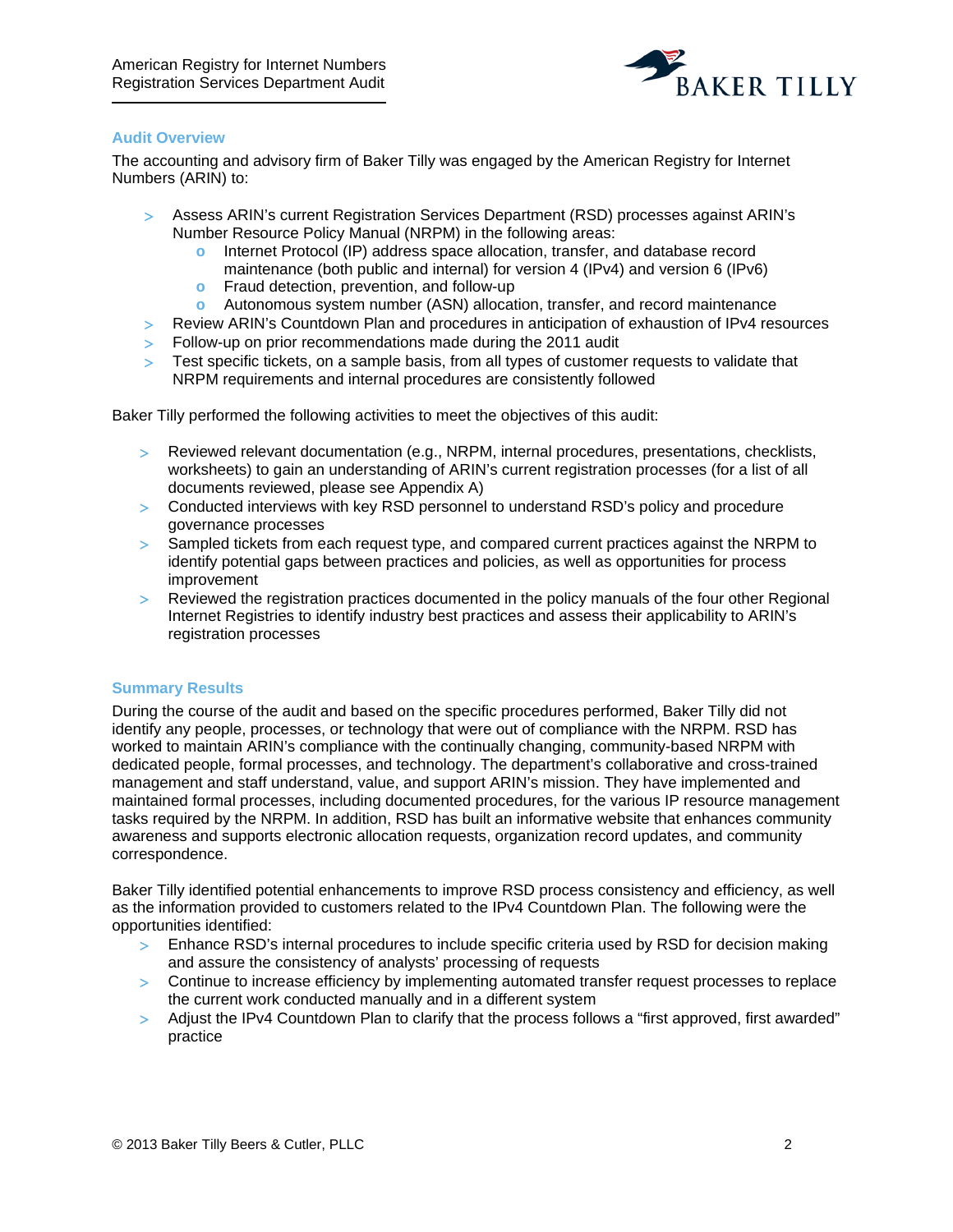## Audit Overview

The accounting and advisory firm of Baker Tilly was engaged by the American Registry for Internet Numbers (ARIN) to:

- Assess ARIN's current Registration Services Department (RSD) processes against ARIN's Number Resource Policy Manual (NRPM) in the following areas:
  - Internet Protocol (IP) address space allocation, transfer, and database record maintenance (both public and internal) for version 4 (IPv4) and version 6 (IPv6)
  - Fraud detection, prevention, and follow-up
  - Autonomous system number (ASN) allocation, transfer, and record maintenance
- Review ARIN's Countdown Plan and procedures in anticipation of exhaustion of IPv4 resources
- Follow-up on prior recommendations made during the 2011 audit
- Test specific tickets, on a sample basis, from all types of customer requests to validate that NRPM requirements and internal procedures are consistently followed

Baker Tilly performed the following activities to meet the objectives of this audit:

- Reviewed relevant documentation (e.g., NRPM, internal procedures, presentations, checklists, worksheets) to gain an understanding of ARIN's current registration processes (for a list of all documents reviewed, please see Appendix A)
- Conducted interviews with key RSD personnel to understand RSD's policy and procedure governance processes
- Sampled tickets from each request type, and compared current practices against the NRPM to identify potential gaps between practices and policies, as well as opportunities for process improvement
- Reviewed the registration practices documented in the policy manuals of the four other Regional Internet Registries to identify industry best practices and assess their applicability to ARIN's registration processes

## Summary Results

During the course of the audit and based on the specific procedures performed, Baker Tilly did not identify any people, processes, or technology that were out of compliance with the NRPM. RSD has worked to maintain ARIN's compliance with the continually changing, community-based NRPM with dedicated people, formal processes, and technology. The department's collaborative and cross-trained management and staff understand, value, and support ARIN's mission. They have implemented and maintained formal processes, including documented procedures, for the various IP resource management tasks required by the NRPM. In addition, RSD has built an informative website that enhances community awareness and supports electronic allocation requests, organization record updates, and community correspondence.

Baker Tilly identified potential enhancements to improve RSD process consistency and efficiency, as well as the information provided to customers related to the IPv4 Countdown Plan. The following were the opportunities identified:

- Enhance RSD's internal procedures to include specific criteria used by RSD for decision making and assure the consistency of analysts' processing of requests
- Continue to increase efficiency by implementing automated transfer request processes to replace the current work conducted manually and in a different system
- Adjust the IPv4 Countdown Plan to clarify that the process follows a "first approved, first awarded" practice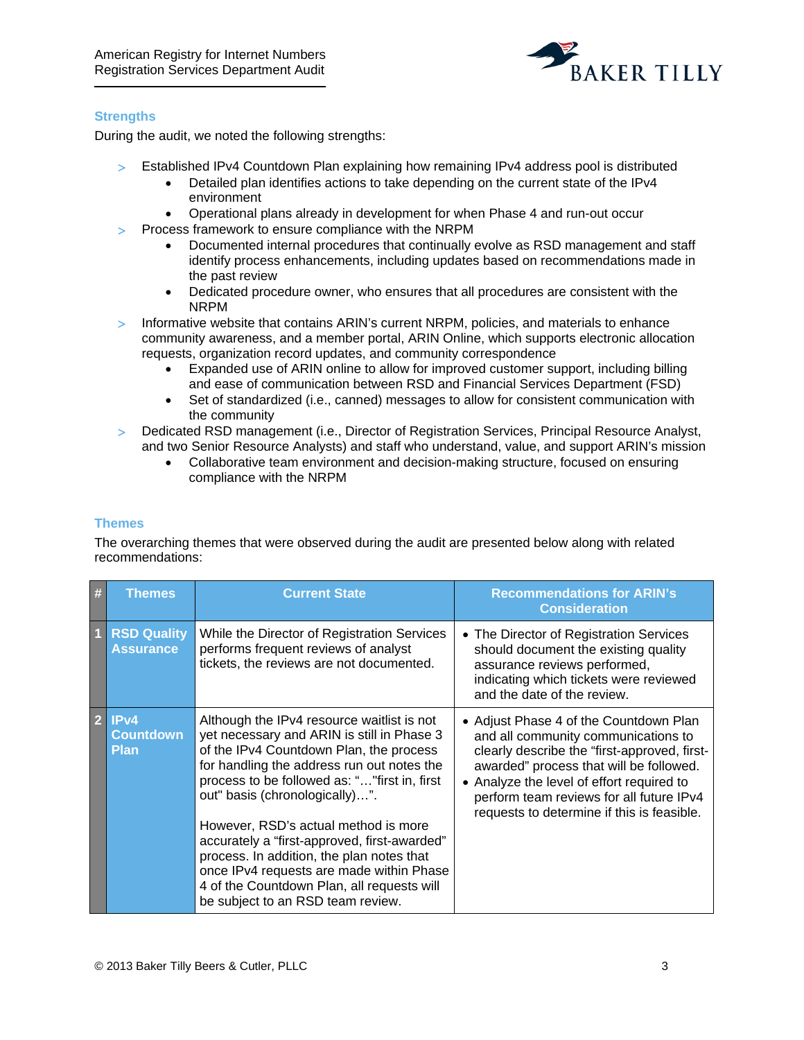## Strengths

During the audit, we noted the following strengths:

- Established IPv4 Countdown Plan explaining how remaining IPv4 address pool is distributed
  - Detailed plan identifies actions to take depending on the current state of the IPv4 environment
  - Operational plans already in development for when Phase 4 and run-out occur
- Process framework to ensure compliance with the NRPM
  - Documented internal procedures that continually evolve as RSD management and staff identify process enhancements, including updates based on recommendations made in the past review
  - Dedicated procedure owner, who ensures that all procedures are consistent with the NRPM
- Informative website that contains ARIN's current NRPM, policies, and materials to enhance community awareness, and a member portal, ARIN Online, which supports electronic allocation requests, organization record updates, and community correspondence
  - Expanded use of ARIN online to allow for improved customer support, including billing and ease of communication between RSD and Financial Services Department (FSD)
  - Set of standardized (i.e., canned) messages to allow for consistent communication with the community
- Dedicated RSD management (i.e., Director of Registration Services, Principal Resource Analyst, and two Senior Resource Analysts) and staff who understand, value, and support ARIN's mission
  - Collaborative team environment and decision-making structure, focused on ensuring compliance with the NRPM

## Themes

The overarching themes that were observed during the audit are presented below along with related recommendations:

| # | Themes | Current State | Recommendations for ARIN's Consideration |
|---|---|---|---|
| 1 | **RSD Quality Assurance** | While the Director of Registration Services performs frequent reviews of analyst tickets, the reviews are not documented. | • The Director of Registration Services should document the existing quality assurance reviews performed, indicating which tickets were reviewed and the date of the review. |
| 2 | **IPv4 Countdown Plan** | Although the IPv4 resource waitlist is not yet necessary and ARIN is still in Phase 3 of the IPv4 Countdown Plan, the process for handling the address run out notes the process to be followed as: "…"first in, first out" basis (chronologically)…".<br><br>However, RSD's actual method is more accurately a "first-approved, first-awarded" process. In addition, the plan notes that once IPv4 requests are made within Phase 4 of the Countdown Plan, all requests will be subject to an RSD team review. | • Adjust Phase 4 of the Countdown Plan and all community communications to clearly describe the "first-approved, first-awarded" process that will be followed.<br>• Analyze the level of effort required to perform team reviews for all future IPv4 requests to determine if this is feasible. |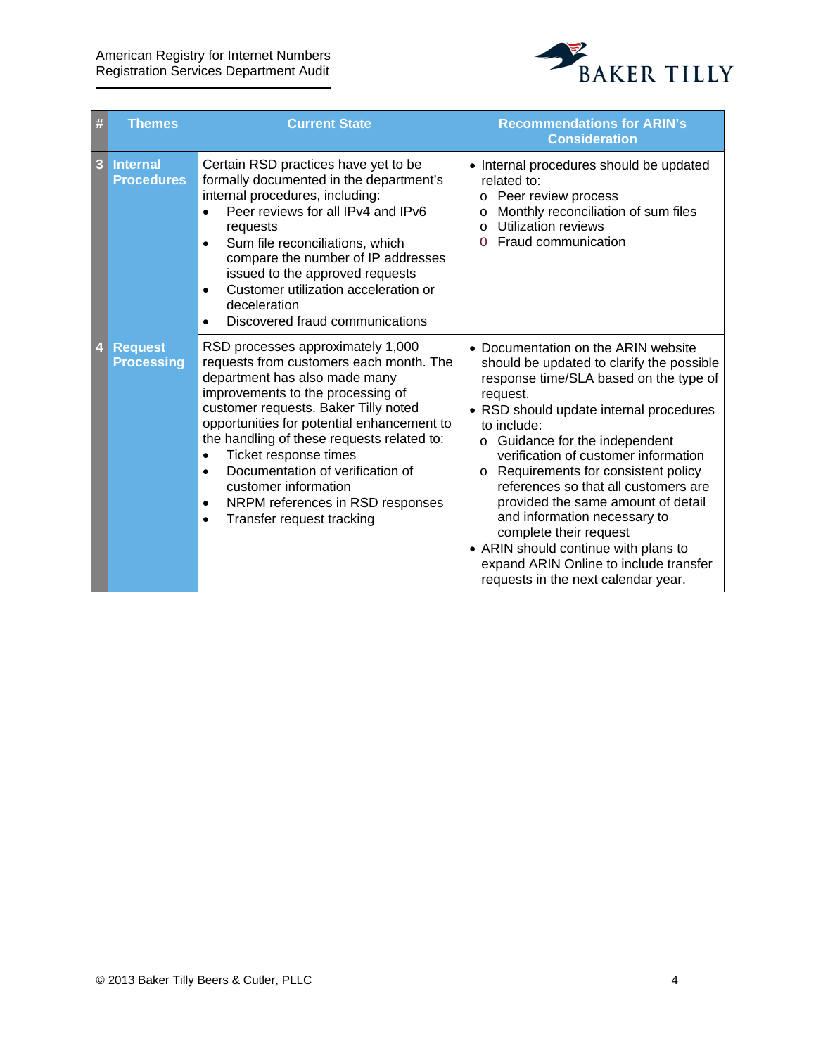| # | Themes | Current State | Recommendations for ARIN's Consideration |
|---|---|---|---|
| 3 | **Internal Procedures** | Certain RSD practices have yet to be formally documented in the department's internal procedures, including:<br>• Peer reviews for all IPv4 and IPv6 requests<br>• Sum file reconciliations, which compare the number of IP addresses issued to the approved requests<br>• Customer utilization acceleration or deceleration<br>• Discovered fraud communications | • Internal procedures should be updated related to:<br>o Peer review process<br>o Monthly reconciliation of sum files<br>o Utilization reviews<br>o Fraud communication |
| 4 | **Request Processing** | RSD processes approximately 1,000 requests from customers each month. The department has also made many improvements to the processing of customer requests. Baker Tilly noted opportunities for potential enhancement to the handling of these requests related to:<br>• Ticket response times<br>• Documentation of verification of customer information<br>• NRPM references in RSD responses<br>• Transfer request tracking | • Documentation on the ARIN website should be updated to clarify the possible response time/SLA based on the type of request.<br>• RSD should update internal procedures to include:<br>o Guidance for the independent verification of customer information<br>o Requirements for consistent policy references so that all customers are provided the same amount of detail and information necessary to complete their request<br>• ARIN should continue with plans to expand ARIN Online to include transfer requests in the next calendar year. |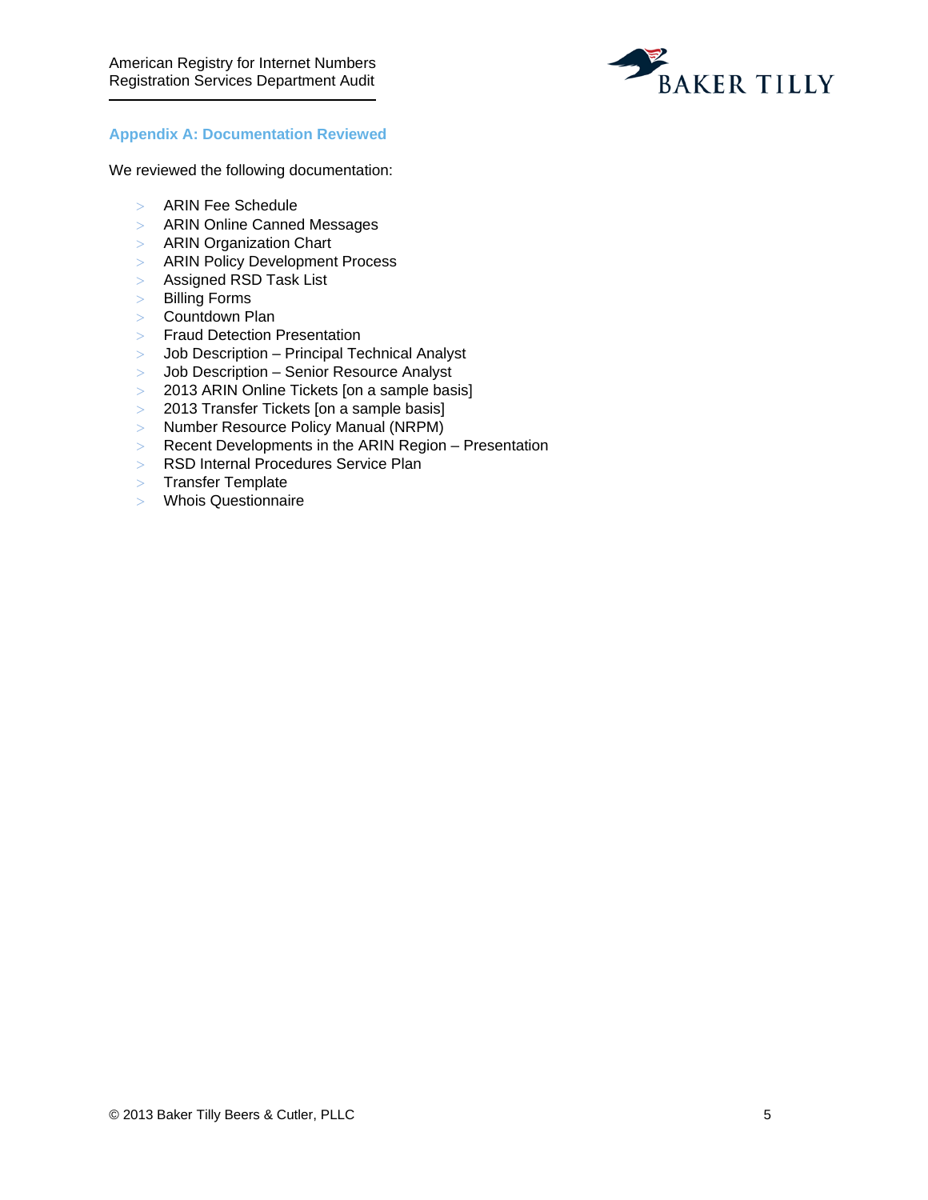## Appendix A: Documentation Reviewed

We reviewed the following documentation:

- ARIN Fee Schedule
- ARIN Online Canned Messages
- ARIN Organization Chart
- ARIN Policy Development Process
- Assigned RSD Task List
- Billing Forms
- Countdown Plan
- Fraud Detection Presentation
- Job Description – Principal Technical Analyst
- Job Description – Senior Resource Analyst
- 2013 ARIN Online Tickets [on a sample basis]
- 2013 Transfer Tickets [on a sample basis]
- Number Resource Policy Manual (NRPM)
- Recent Developments in the ARIN Region – Presentation
- RSD Internal Procedures Service Plan
- Transfer Template
- Whois Questionnaire